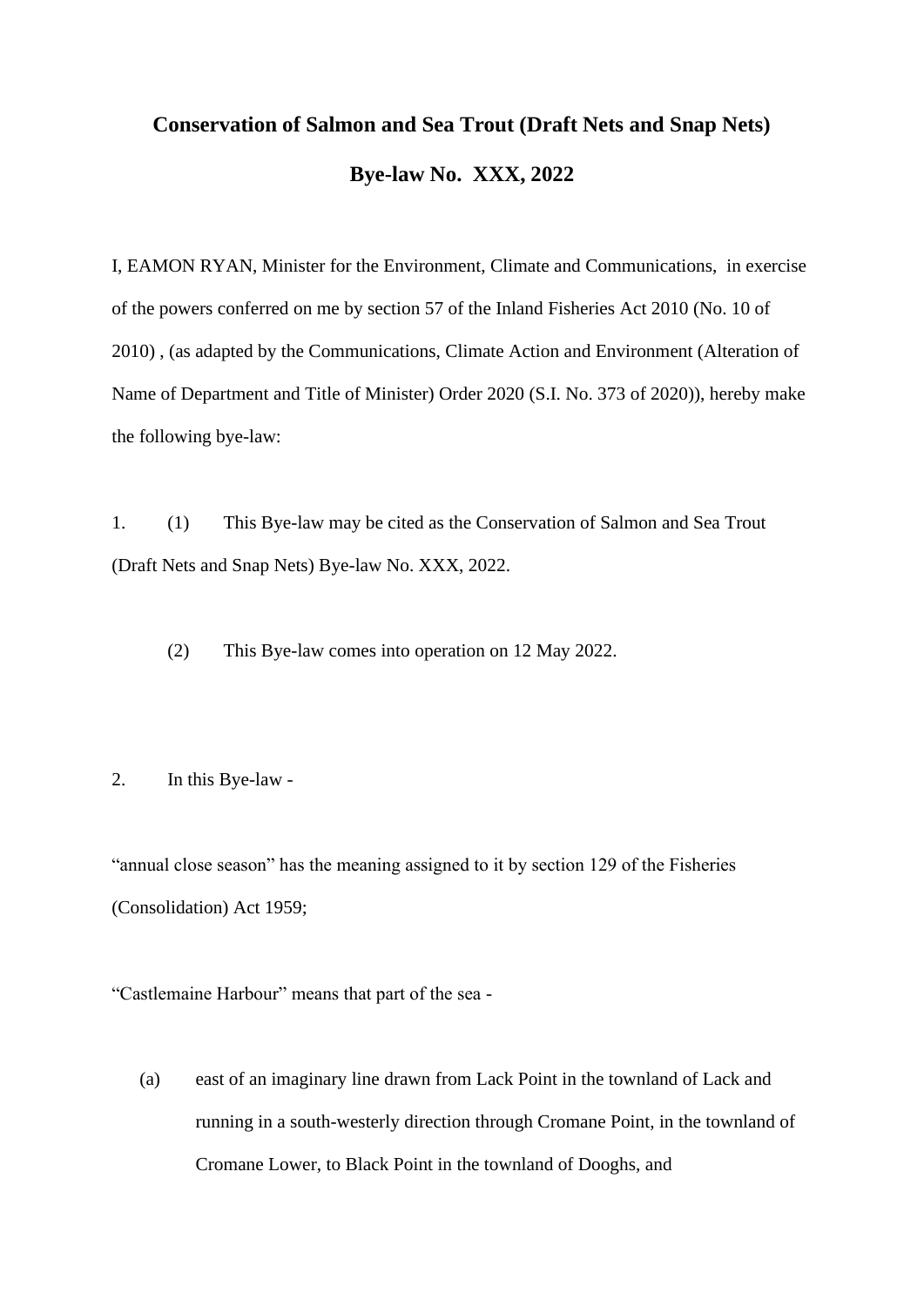**Conservation of Salmon and Sea Trout (Draft Nets and Snap Nets)**

**Bye-law No. XXX, 2022**

I, EAMON RYAN, Minister for the Environment, Climate and Communications, in exercise of the powers conferred on me by section 57 of the Inland Fisheries Act 2010 (No. 10 of 2010) , (as adapted by the Communications, Climate Action and Environment (Alteration of Name of Department and Title of Minister) Order 2020 (S.I. No. 373 of 2020)), hereby make the following bye-law:

1. (1) This Bye-law may be cited as the Conservation of Salmon and Sea Trout (Draft Nets and Snap Nets) Bye-law No. XXX, 2022.

   (2) This Bye-law comes into operation on 12 May 2022.

2. In this Bye-law -

"annual close season" has the meaning assigned to it by section 129 of the Fisheries (Consolidation) Act 1959;

"Castlemaine Harbour" means that part of the sea -

(a) east of an imaginary line drawn from Lack Point in the townland of Lack and running in a south-westerly direction through Cromane Point, in the townland of Cromane Lower, to Black Point in the townland of Dooghs, and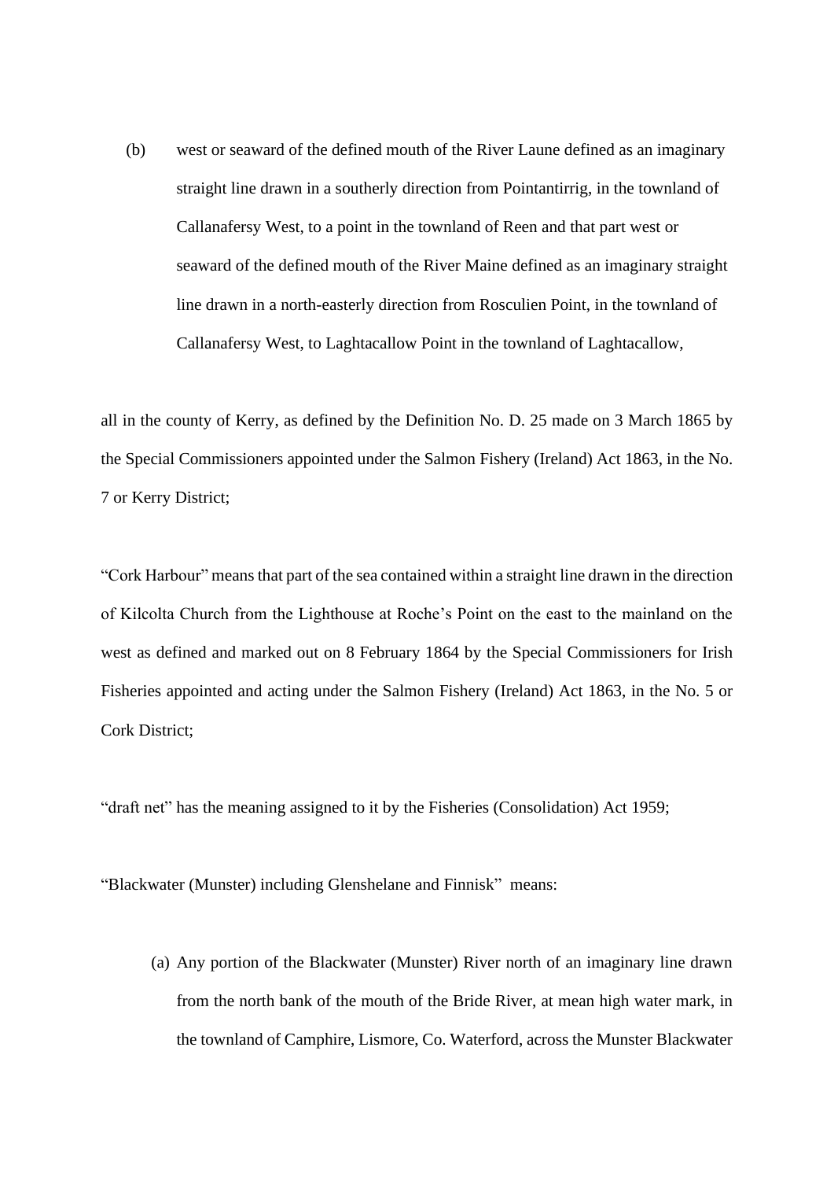(b) west or seaward of the defined mouth of the River Laune defined as an imaginary straight line drawn in a southerly direction from Pointantirrig, in the townland of Callanafersy West, to a point in the townland of Reen and that part west or seaward of the defined mouth of the River Maine defined as an imaginary straight line drawn in a north-easterly direction from Rosculien Point, in the townland of Callanafersy West, to Laghtacallow Point in the townland of Laghtacallow,

all in the county of Kerry, as defined by the Definition No. D. 25 made on 3 March 1865 by the Special Commissioners appointed under the Salmon Fishery (Ireland) Act 1863, in the No. 7 or Kerry District;

"Cork Harbour" means that part of the sea contained within a straight line drawn in the direction of Kilcolta Church from the Lighthouse at Roche's Point on the east to the mainland on the west as defined and marked out on 8 February 1864 by the Special Commissioners for Irish Fisheries appointed and acting under the Salmon Fishery (Ireland) Act 1863, in the No. 5 or Cork District;

"draft net" has the meaning assigned to it by the Fisheries (Consolidation) Act 1959;

"Blackwater (Munster) including Glenshelane and Finnisk" means:

(a) Any portion of the Blackwater (Munster) River north of an imaginary line drawn from the north bank of the mouth of the Bride River, at mean high water mark, in the townland of Camphire, Lismore, Co. Waterford, across the Munster Blackwater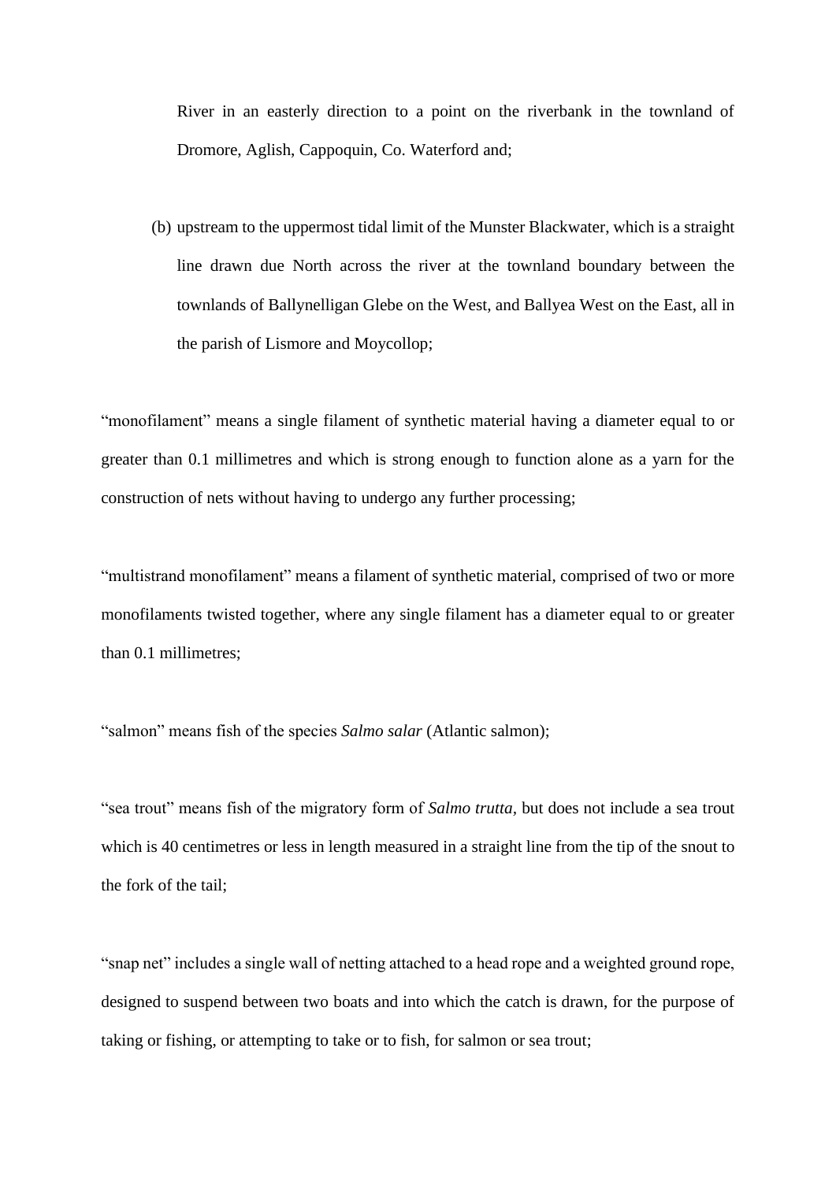River in an easterly direction to a point on the riverbank in the townland of Dromore, Aglish, Cappoquin, Co. Waterford and;

(b) upstream to the uppermost tidal limit of the Munster Blackwater, which is a straight line drawn due North across the river at the townland boundary between the townlands of Ballynelligan Glebe on the West, and Ballyea West on the East, all in the parish of Lismore and Moycollop;

"monofilament" means a single filament of synthetic material having a diameter equal to or greater than 0.1 millimetres and which is strong enough to function alone as a yarn for the construction of nets without having to undergo any further processing;

"multistrand monofilament" means a filament of synthetic material, comprised of two or more monofilaments twisted together, where any single filament has a diameter equal to or greater than 0.1 millimetres;

"salmon" means fish of the species *Salmo salar* (Atlantic salmon);

"sea trout" means fish of the migratory form of *Salmo trutta,* but does not include a sea trout which is 40 centimetres or less in length measured in a straight line from the tip of the snout to the fork of the tail;

"snap net" includes a single wall of netting attached to a head rope and a weighted ground rope, designed to suspend between two boats and into which the catch is drawn, for the purpose of taking or fishing, or attempting to take or to fish, for salmon or sea trout;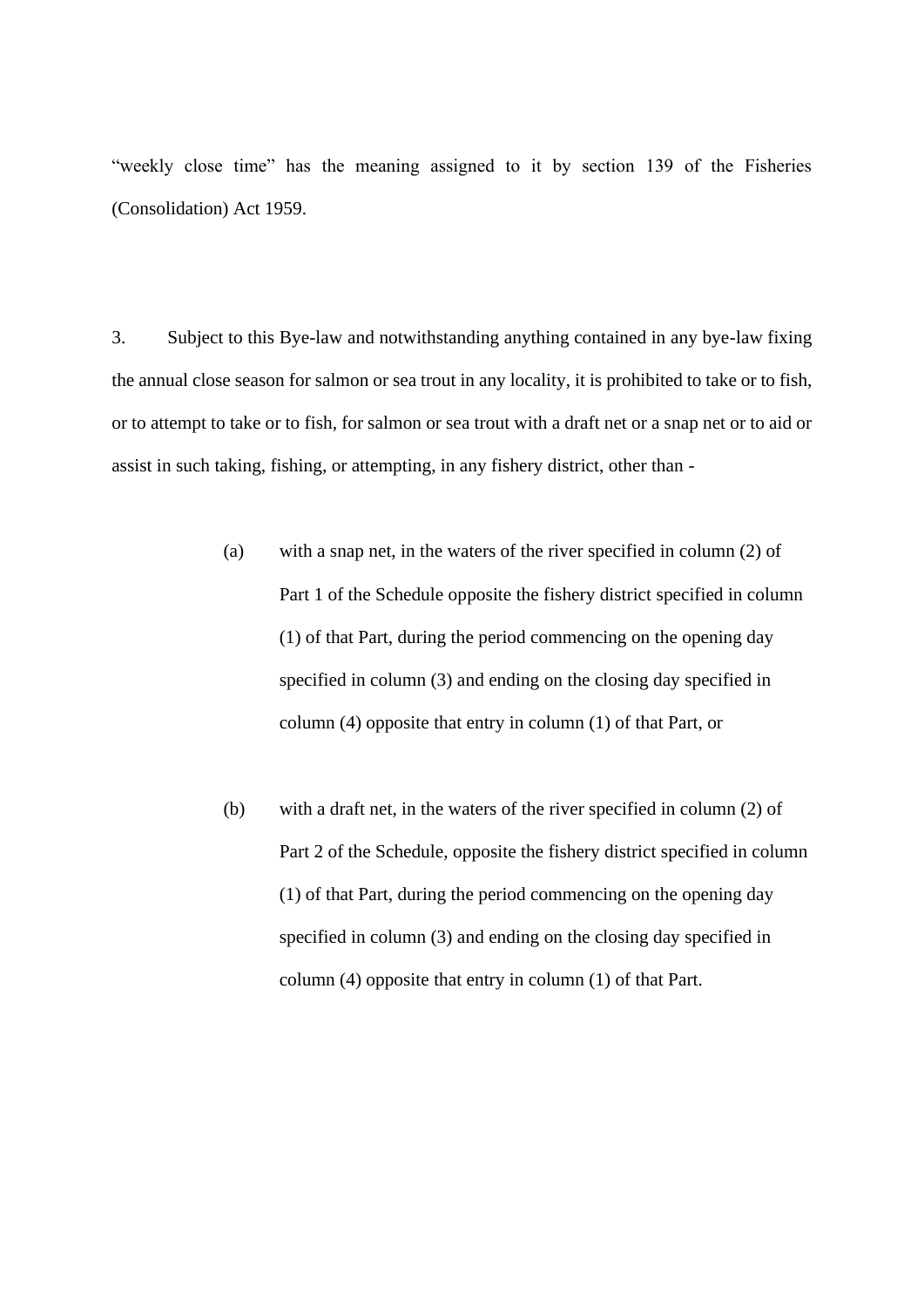“weekly close time” has the meaning assigned to it by section 139 of the Fisheries (Consolidation) Act 1959.

3. Subject to this Bye-law and notwithstanding anything contained in any bye-law fixing the annual close season for salmon or sea trout in any locality, it is prohibited to take or to fish, or to attempt to take or to fish, for salmon or sea trout with a draft net or a snap net or to aid or assist in such taking, fishing, or attempting, in any fishery district, other than -

(a) with a snap net, in the waters of the river specified in column (2) of Part 1 of the Schedule opposite the fishery district specified in column (1) of that Part, during the period commencing on the opening day specified in column (3) and ending on the closing day specified in column (4) opposite that entry in column (1) of that Part, or

(b) with a draft net, in the waters of the river specified in column (2) of Part 2 of the Schedule, opposite the fishery district specified in column (1) of that Part, during the period commencing on the opening day specified in column (3) and ending on the closing day specified in column (4) opposite that entry in column (1) of that Part.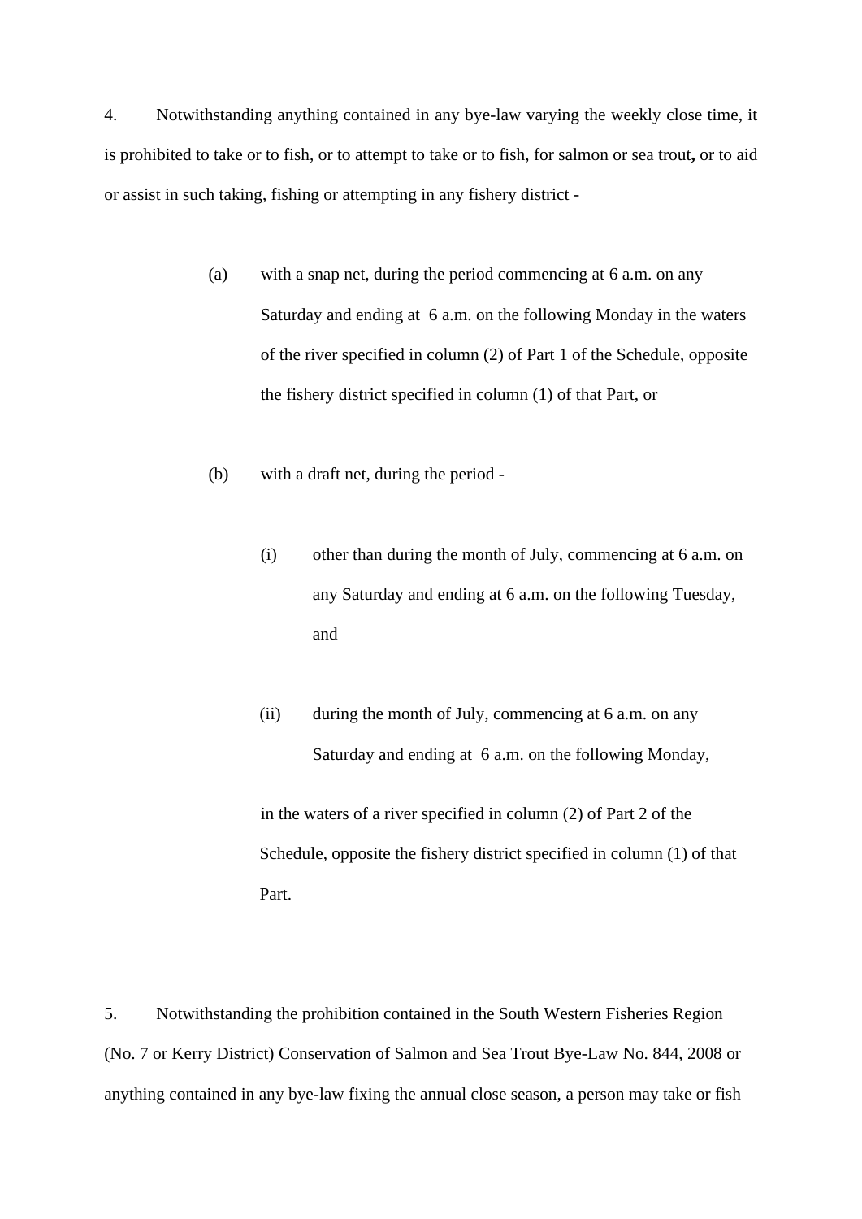4. Notwithstanding anything contained in any bye-law varying the weekly close time, it is prohibited to take or to fish, or to attempt to take or to fish, for salmon or sea trout**,** or to aid or assist in such taking, fishing or attempting in any fishery district -

(a) with a snap net, during the period commencing at 6 a.m. on any Saturday and ending at 6 a.m. on the following Monday in the waters of the river specified in column (2) of Part 1 of the Schedule, opposite the fishery district specified in column (1) of that Part, or

(b) with a draft net, during the period -

(i) other than during the month of July, commencing at 6 a.m. on any Saturday and ending at 6 a.m. on the following Tuesday, and

(ii) during the month of July, commencing at 6 a.m. on any Saturday and ending at 6 a.m. on the following Monday,

in the waters of a river specified in column (2) of Part 2 of the Schedule, opposite the fishery district specified in column (1) of that Part.

5. Notwithstanding the prohibition contained in the South Western Fisheries Region (No. 7 or Kerry District) Conservation of Salmon and Sea Trout Bye-Law No. 844, 2008 or anything contained in any bye-law fixing the annual close season, a person may take or fish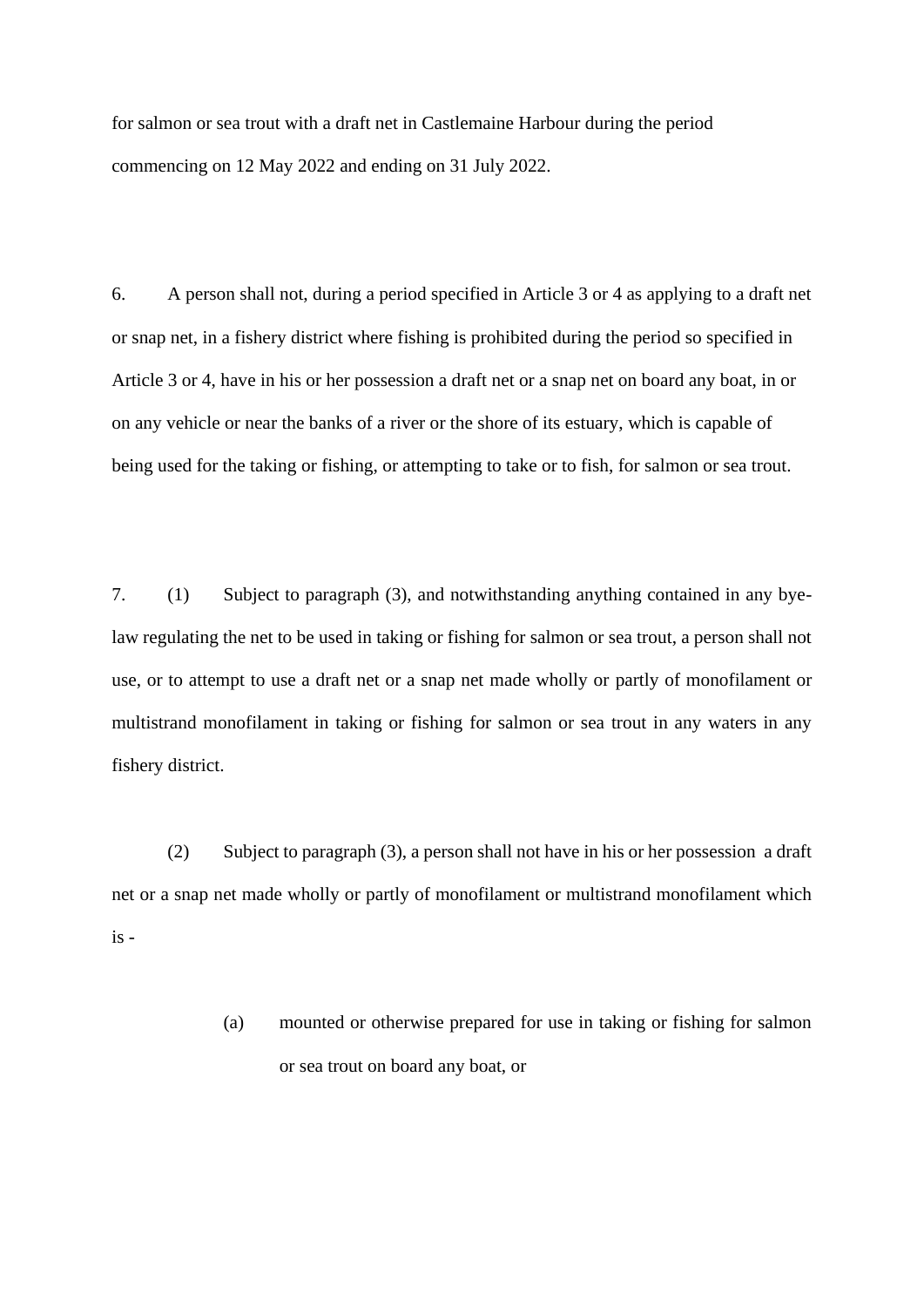for salmon or sea trout with a draft net in Castlemaine Harbour during the period commencing on 12 May 2022 and ending on 31 July 2022.

6. A person shall not, during a period specified in Article 3 or 4 as applying to a draft net or snap net, in a fishery district where fishing is prohibited during the period so specified in Article 3 or 4, have in his or her possession a draft net or a snap net on board any boat, in or on any vehicle or near the banks of a river or the shore of its estuary, which is capable of being used for the taking or fishing, or attempting to take or to fish, for salmon or sea trout.

7. (1) Subject to paragraph (3), and notwithstanding anything contained in any bye-law regulating the net to be used in taking or fishing for salmon or sea trout, a person shall not use, or to attempt to use a draft net or a snap net made wholly or partly of monofilament or multistrand monofilament in taking or fishing for salmon or sea trout in any waters in any fishery district.

(2) Subject to paragraph (3), a person shall not have in his or her possession a draft net or a snap net made wholly or partly of monofilament or multistrand monofilament which is -

(a) mounted or otherwise prepared for use in taking or fishing for salmon or sea trout on board any boat, or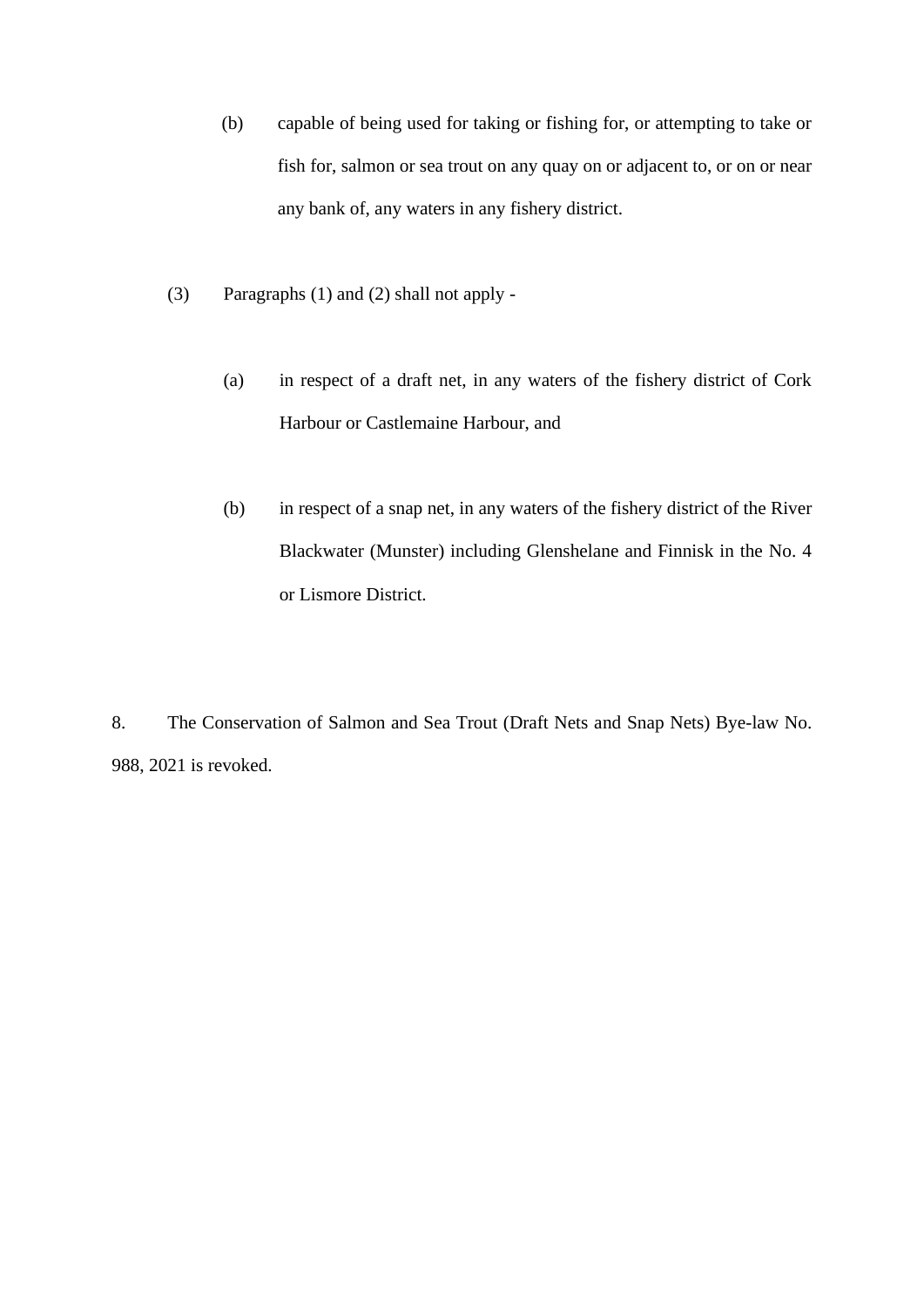(b) capable of being used for taking or fishing for, or attempting to take or fish for, salmon or sea trout on any quay on or adjacent to, or on or near any bank of, any waters in any fishery district.

(3) Paragraphs (1) and (2) shall not apply -

(a) in respect of a draft net, in any waters of the fishery district of Cork Harbour or Castlemaine Harbour, and

(b) in respect of a snap net, in any waters of the fishery district of the River Blackwater (Munster) including Glenshelane and Finnisk in the No. 4 or Lismore District.

8. The Conservation of Salmon and Sea Trout (Draft Nets and Snap Nets) Bye-law No. 988, 2021 is revoked.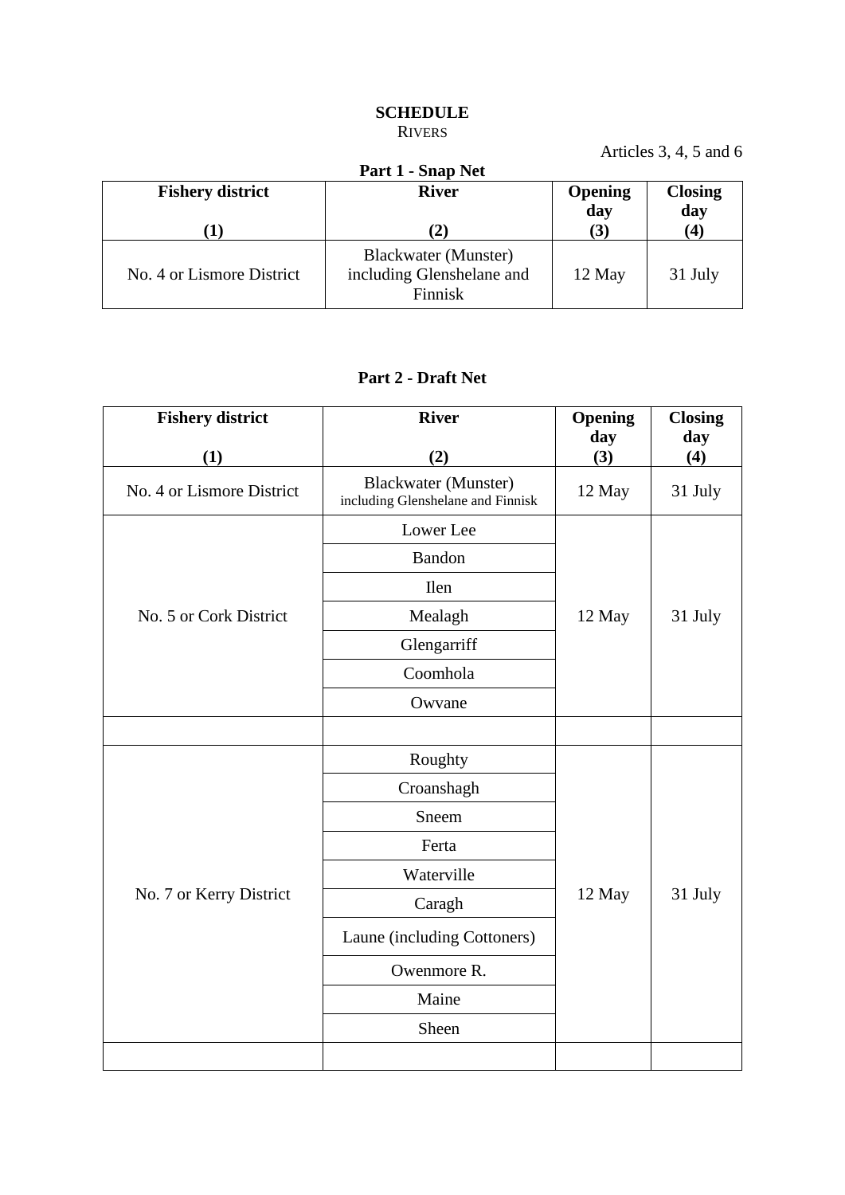# SCHEDULE

RIVERS

Articles 3, 4, 5 and 6

**Part 1 - Snap Net**

| **Fishery district**<br><br>**(1)** | **River**<br><br>**(2)** | **Opening day**<br>**(3)** | **Closing day**<br>**(4)** |
|---|---|---|---|
| No. 4 or Lismore District | Blackwater (Munster) including Glenshelane and Finnisk | 12 May | 31 July |

**Part 2 - Draft Net**

| **Fishery district**<br><br>**(1)** | **River**<br><br>**(2)** | **Opening day**<br>**(3)** | **Closing day**<br>**(4)** |
|---|---|---|---|
| No. 4 or Lismore District | Blackwater (Munster) including Glenshelane and Finnisk | 12 May | 31 July |
| No. 5 or Cork District | Lower Lee | 12 May | 31 July |
| | Bandon | | |
| | Ilen | | |
| | Mealagh | | |
| | Glengarriff | | |
| | Coomhola | | |
| | Owvane | | |
| | | | |
| No. 7 or Kerry District | Roughty | 12 May | 31 July |
| | Croanshagh | | |
| | Sneem | | |
| | Ferta | | |
| | Waterville | | |
| | Caragh | | |
| | Laune (including Cottoners) | | |
| | Owenmore R. | | |
| | Maine | | |
| | Sheen | | |
| | | | |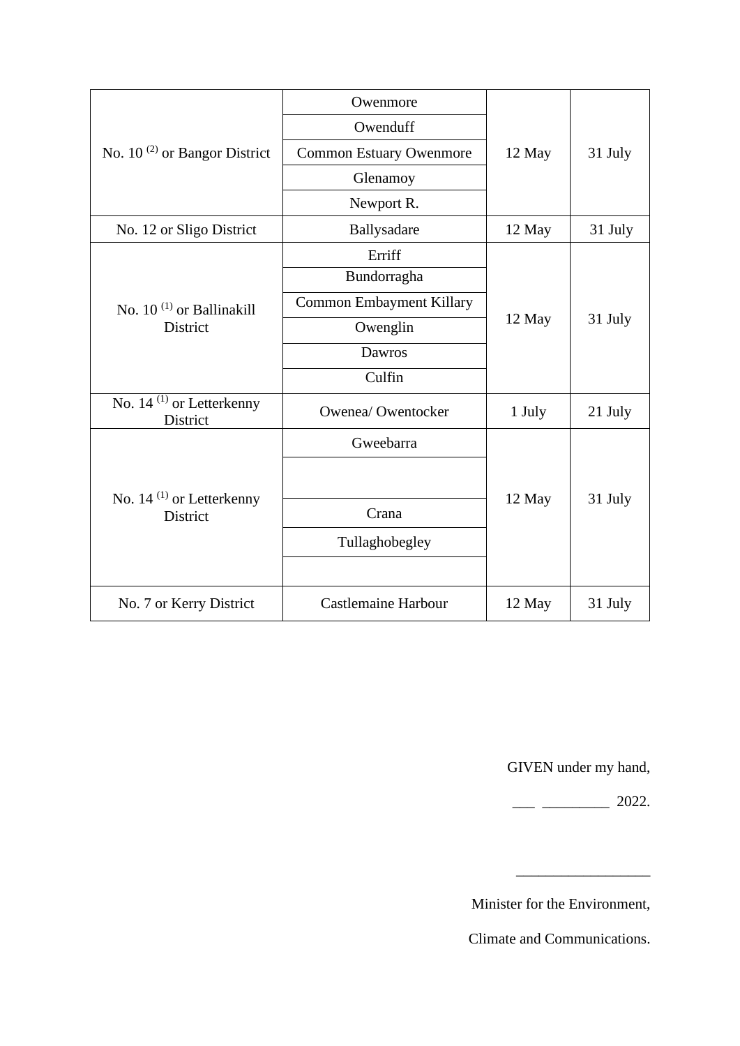| | | | |
|---|---|---|---|
| No. 10 [2] or Bangor District | Owenmore | 12 May | 31 July |
| | Owenduff | | |
| | Common Estuary Owenmore | | |
| | Glenamoy | | |
| | Newport R. | | |
| No. 12 or Sligo District | Ballysadare | 12 May | 31 July |
| No. 10 [1] or Ballinakill District | Erriff | 12 May | 31 July |
| | Bundorragha | | |
| | Common Embayment Killary | | |
| | Owenglin | | |
| | Dawros | | |
| | Culfin | | |
| No. 14 [1] or Letterkenny District | Owenea/ Owentocker | 1 July | 21 July |
| No. 14 [1] or Letterkenny District | Gweebarra | 12 May | 31 July |
| | | | |
| | Crana | | |
| | Tullaghobegley | | |
| | | | |
| No. 7 or Kerry District | Castlemaine Harbour | 12 May | 31 July |

GIVEN under my hand,

\_\_\_ \_\_\_\_\_\_\_\_\_ 2022.

\_\_\_\_\_\_\_\_\_\_\_\_\_\_\_\_\_\_

Minister for the Environment,

Climate and Communications.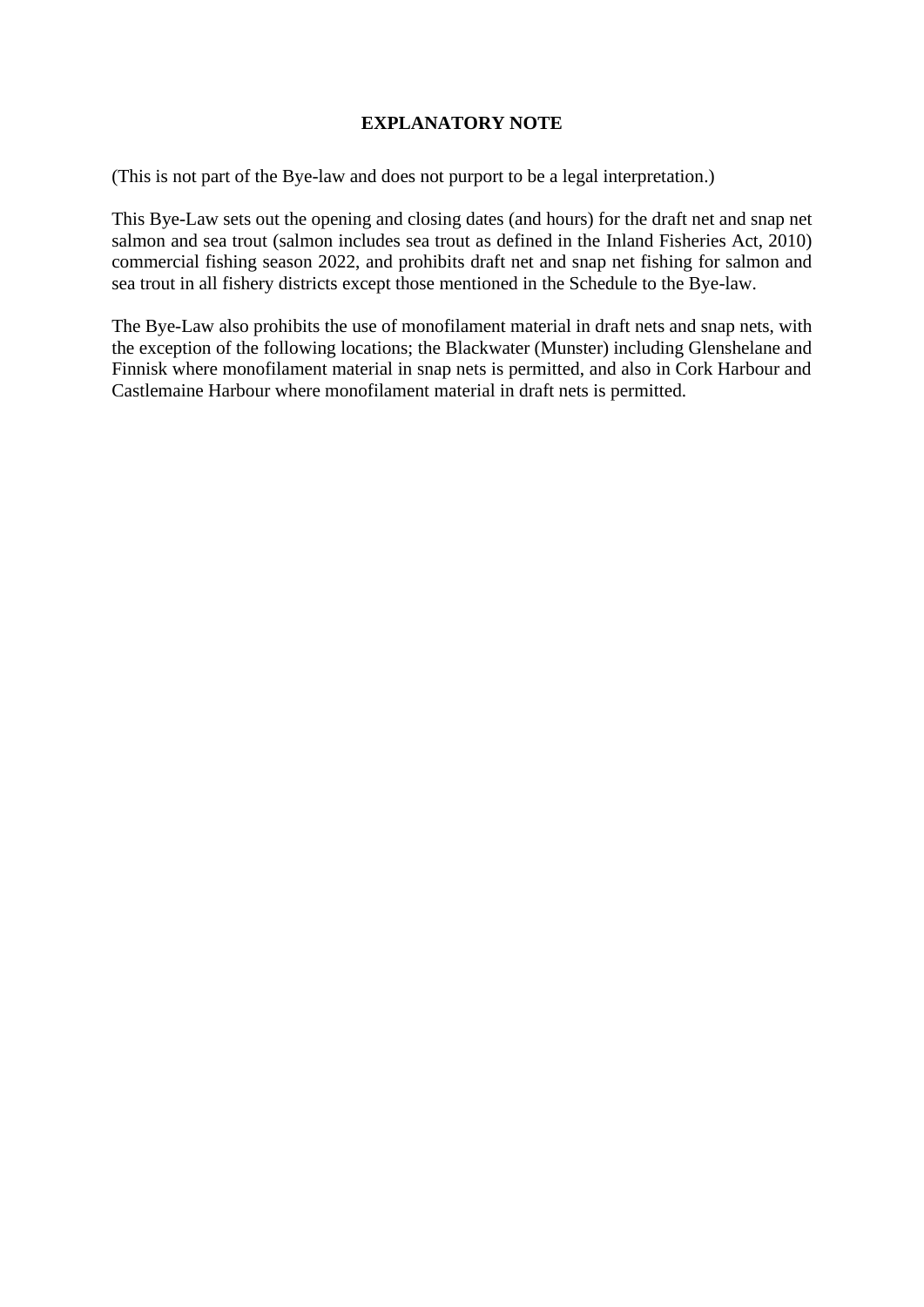## EXPLANATORY NOTE

(This is not part of the Bye-law and does not purport to be a legal interpretation.)

This Bye-Law sets out the opening and closing dates (and hours) for the draft net and snap net salmon and sea trout (salmon includes sea trout as defined in the Inland Fisheries Act, 2010) commercial fishing season 2022, and prohibits draft net and snap net fishing for salmon and sea trout in all fishery districts except those mentioned in the Schedule to the Bye-law.

The Bye-Law also prohibits the use of monofilament material in draft nets and snap nets, with the exception of the following locations; the Blackwater (Munster) including Glenshelane and Finnisk where monofilament material in snap nets is permitted, and also in Cork Harbour and Castlemaine Harbour where monofilament material in draft nets is permitted.